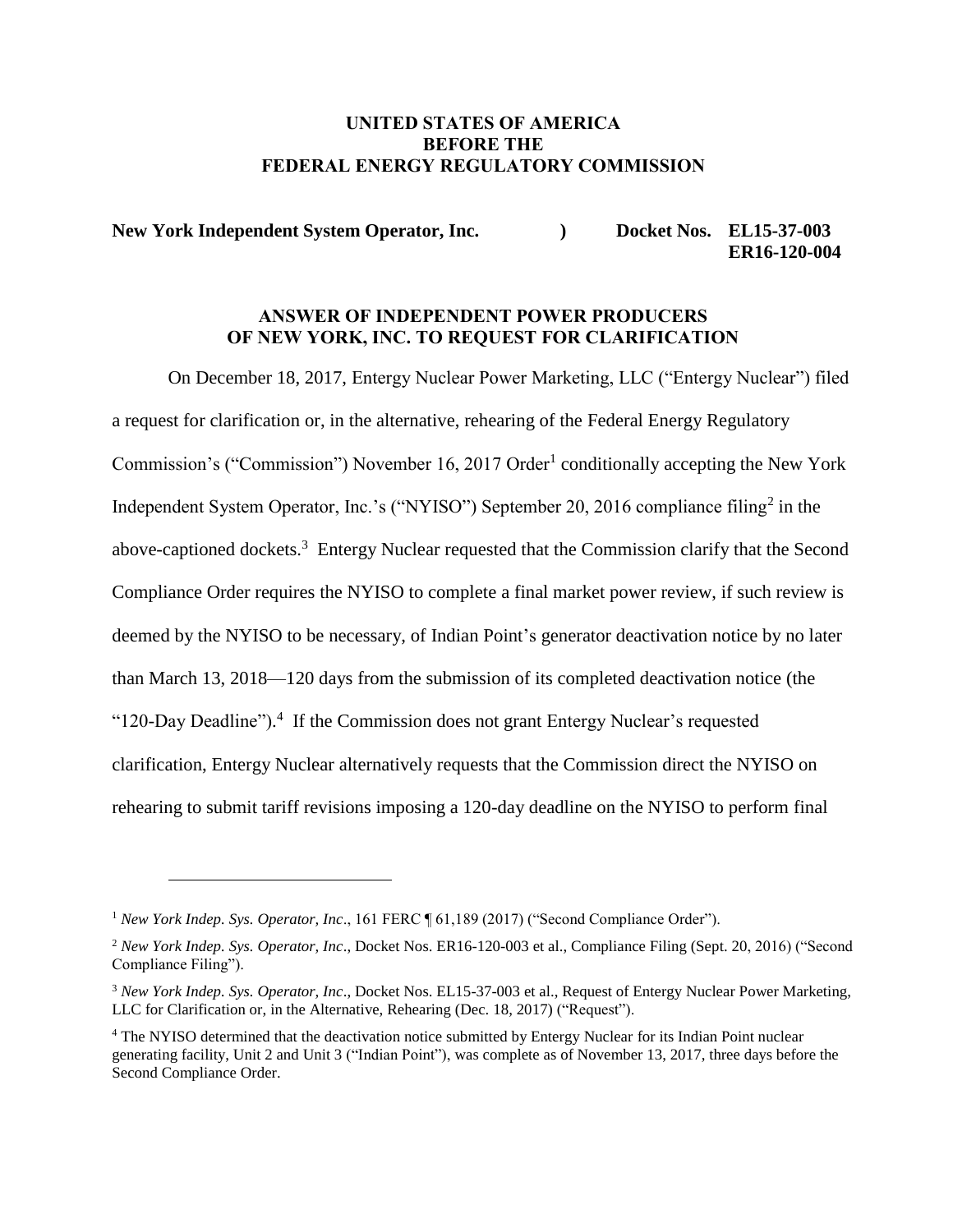**UNITED STATES OF AMERICA**
**BEFORE THE**
**FEDERAL ENERGY REGULATORY COMMISSION**

**New York Independent System Operator, Inc.** ) **Docket Nos. EL15-37-003**
**ER16-120-004**

**ANSWER OF INDEPENDENT POWER PRODUCERS OF NEW YORK, INC. TO REQUEST FOR CLARIFICATION**

On December 18, 2017, Entergy Nuclear Power Marketing, LLC ("Entergy Nuclear") filed a request for clarification or, in the alternative, rehearing of the Federal Energy Regulatory Commission's ("Commission") November 16, 2017 Order[1] conditionally accepting the New York Independent System Operator, Inc.'s ("NYISO") September 20, 2016 compliance filing[2] in the above-captioned dockets.[3] Entergy Nuclear requested that the Commission clarify that the Second Compliance Order requires the NYISO to complete a final market power review, if such review is deemed by the NYISO to be necessary, of Indian Point's generator deactivation notice by no later than March 13, 2018—120 days from the submission of its completed deactivation notice (the "120-Day Deadline").[4] If the Commission does not grant Entergy Nuclear's requested clarification, Entergy Nuclear alternatively requests that the Commission direct the NYISO on rehearing to submit tariff revisions imposing a 120-day deadline on the NYISO to perform final

---

[1] *New York Indep. Sys. Operator, Inc*., 161 FERC ¶ 61,189 (2017) ("Second Compliance Order").

[2] *New York Indep. Sys. Operator, Inc*., Docket Nos. ER16-120-003 et al., Compliance Filing (Sept. 20, 2016) ("Second Compliance Filing").

[3] *New York Indep. Sys. Operator, Inc*., Docket Nos. EL15-37-003 et al., Request of Entergy Nuclear Power Marketing, LLC for Clarification or, in the Alternative, Rehearing (Dec. 18, 2017) ("Request").

[4] The NYISO determined that the deactivation notice submitted by Entergy Nuclear for its Indian Point nuclear generating facility, Unit 2 and Unit 3 ("Indian Point"), was complete as of November 13, 2017, three days before the Second Compliance Order.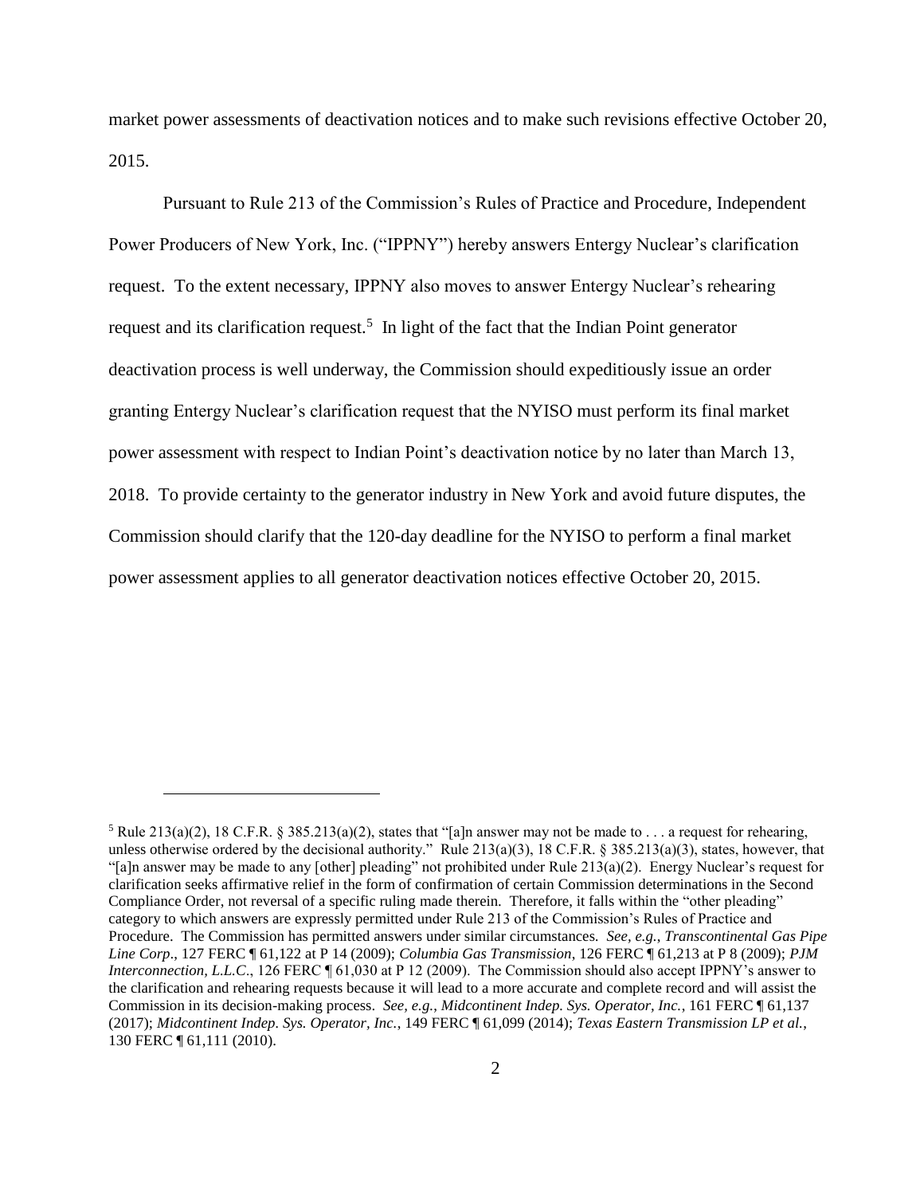market power assessments of deactivation notices and to make such revisions effective October 20, 2015.

Pursuant to Rule 213 of the Commission's Rules of Practice and Procedure, Independent Power Producers of New York, Inc. ("IPPNY") hereby answers Entergy Nuclear's clarification request. To the extent necessary, IPPNY also moves to answer Entergy Nuclear's rehearing request and its clarification request.[5] In light of the fact that the Indian Point generator deactivation process is well underway, the Commission should expeditiously issue an order granting Entergy Nuclear's clarification request that the NYISO must perform its final market power assessment with respect to Indian Point's deactivation notice by no later than March 13, 2018. To provide certainty to the generator industry in New York and avoid future disputes, the Commission should clarify that the 120-day deadline for the NYISO to perform a final market power assessment applies to all generator deactivation notices effective October 20, 2015.

---

[5] Rule 213(a)(2), 18 C.F.R. § 385.213(a)(2), states that "[a]n answer may not be made to . . . a request for rehearing, unless otherwise ordered by the decisional authority." Rule 213(a)(3), 18 C.F.R. § 385.213(a)(3), states, however, that "[a]n answer may be made to any [other] pleading" not prohibited under Rule 213(a)(2). Energy Nuclear's request for clarification seeks affirmative relief in the form of confirmation of certain Commission determinations in the Second Compliance Order, not reversal of a specific ruling made therein. Therefore, it falls within the "other pleading" category to which answers are expressly permitted under Rule 213 of the Commission's Rules of Practice and Procedure. The Commission has permitted answers under similar circumstances. *See, e.g.*, *Transcontinental Gas Pipe Line Corp*., 127 FERC ¶ 61,122 at P 14 (2009); *Columbia Gas Transmission*, 126 FERC ¶ 61,213 at P 8 (2009); *PJM Interconnection, L.L.C*., 126 FERC ¶ 61,030 at P 12 (2009). The Commission should also accept IPPNY's answer to the clarification and rehearing requests because it will lead to a more accurate and complete record and will assist the Commission in its decision-making process. *See, e.g.*, *Midcontinent Indep. Sys. Operator, Inc.*, 161 FERC ¶ 61,137 (2017); *Midcontinent Indep. Sys. Operator, Inc.*, 149 FERC ¶ 61,099 (2014); *Texas Eastern Transmission LP et al.*, 130 FERC ¶ 61,111 (2010).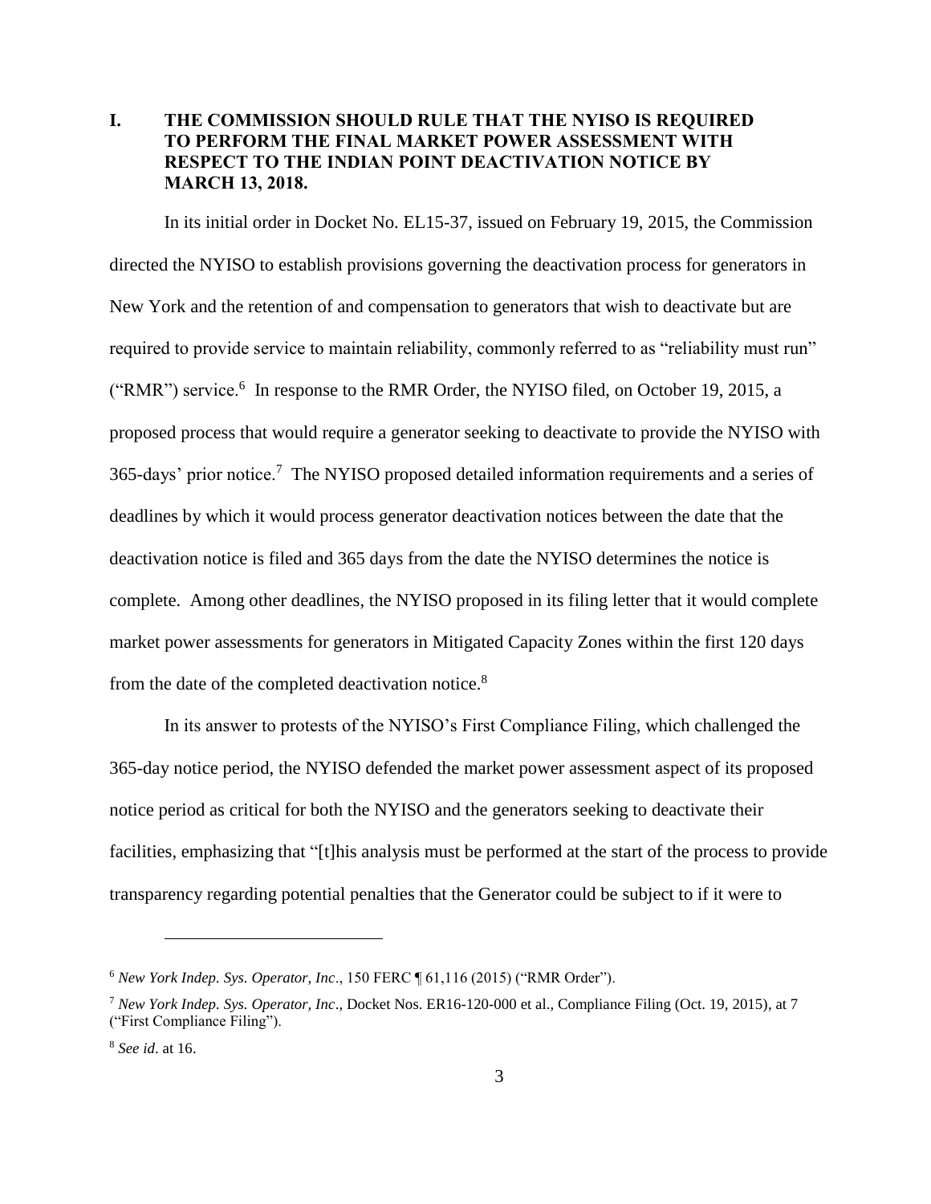## I. THE COMMISSION SHOULD RULE THAT THE NYISO IS REQUIRED TO PERFORM THE FINAL MARKET POWER ASSESSMENT WITH RESPECT TO THE INDIAN POINT DEACTIVATION NOTICE BY MARCH 13, 2018.

In its initial order in Docket No. EL15-37, issued on February 19, 2015, the Commission directed the NYISO to establish provisions governing the deactivation process for generators in New York and the retention of and compensation to generators that wish to deactivate but are required to provide service to maintain reliability, commonly referred to as "reliability must run" ("RMR") service.[6] In response to the RMR Order, the NYISO filed, on October 19, 2015, a proposed process that would require a generator seeking to deactivate to provide the NYISO with 365-days' prior notice.[7] The NYISO proposed detailed information requirements and a series of deadlines by which it would process generator deactivation notices between the date that the deactivation notice is filed and 365 days from the date the NYISO determines the notice is complete. Among other deadlines, the NYISO proposed in its filing letter that it would complete market power assessments for generators in Mitigated Capacity Zones within the first 120 days from the date of the completed deactivation notice.[8]

In its answer to protests of the NYISO's First Compliance Filing, which challenged the 365-day notice period, the NYISO defended the market power assessment aspect of its proposed notice period as critical for both the NYISO and the generators seeking to deactivate their facilities, emphasizing that "[t]his analysis must be performed at the start of the process to provide transparency regarding potential penalties that the Generator could be subject to if it were to

---

[6] *New York Indep. Sys. Operator, Inc*., 150 FERC ¶ 61,116 (2015) ("RMR Order").

[7] *New York Indep. Sys. Operator, Inc*., Docket Nos. ER16-120-000 et al., Compliance Filing (Oct. 19, 2015), at 7 ("First Compliance Filing").

[8] *See id*. at 16.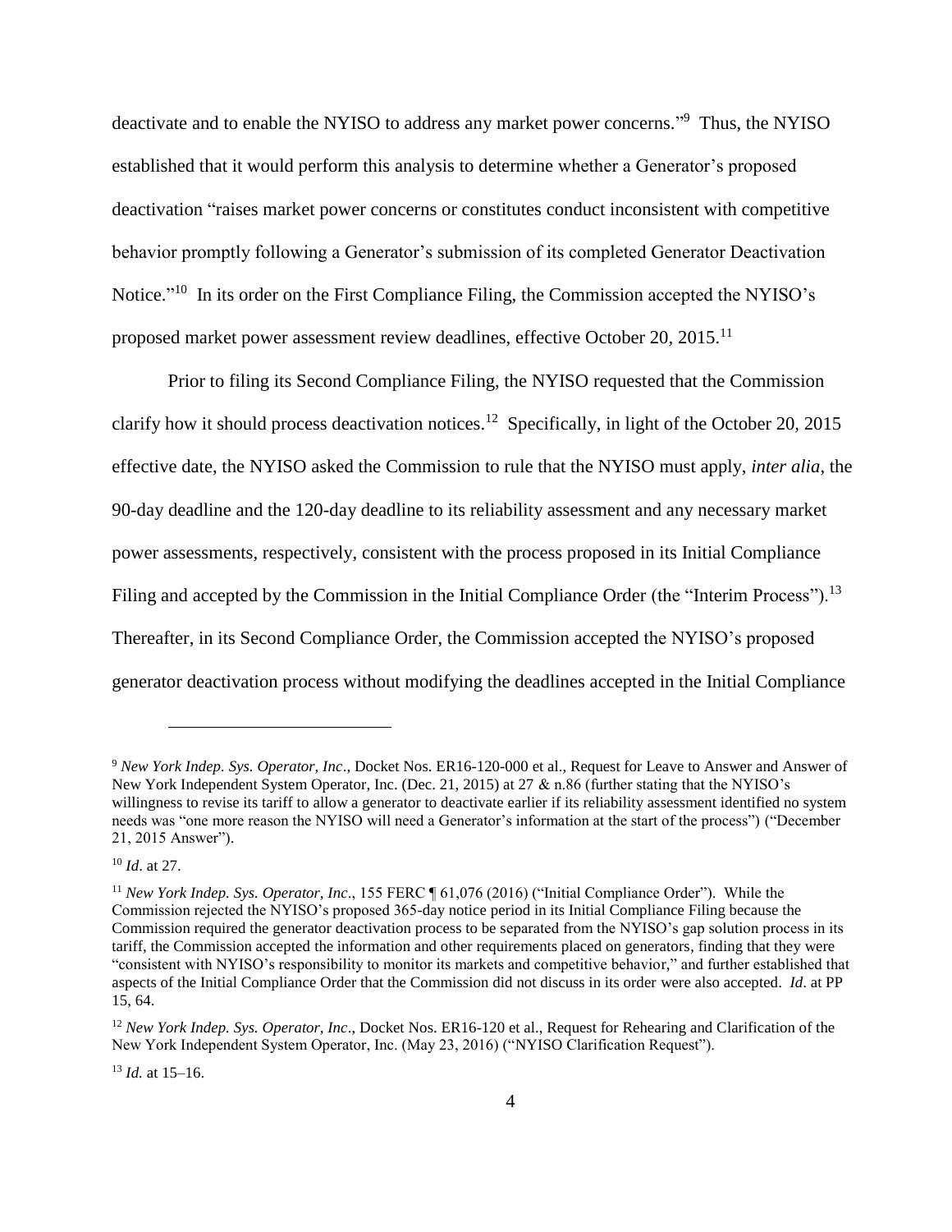deactivate and to enable the NYISO to address any market power concerns."[9] Thus, the NYISO established that it would perform this analysis to determine whether a Generator's proposed deactivation "raises market power concerns or constitutes conduct inconsistent with competitive behavior promptly following a Generator's submission of its completed Generator Deactivation Notice."[10] In its order on the First Compliance Filing, the Commission accepted the NYISO's proposed market power assessment review deadlines, effective October 20, 2015.[11]

Prior to filing its Second Compliance Filing, the NYISO requested that the Commission clarify how it should process deactivation notices.[12] Specifically, in light of the October 20, 2015 effective date, the NYISO asked the Commission to rule that the NYISO must apply, *inter alia*, the 90-day deadline and the 120-day deadline to its reliability assessment and any necessary market power assessments, respectively, consistent with the process proposed in its Initial Compliance Filing and accepted by the Commission in the Initial Compliance Order (the "Interim Process").[13] Thereafter, in its Second Compliance Order, the Commission accepted the NYISO's proposed generator deactivation process without modifying the deadlines accepted in the Initial Compliance

---

[9] *New York Indep. Sys. Operator, Inc*., Docket Nos. ER16-120-000 et al., Request for Leave to Answer and Answer of New York Independent System Operator, Inc. (Dec. 21, 2015) at 27 & n.86 (further stating that the NYISO's willingness to revise its tariff to allow a generator to deactivate earlier if its reliability assessment identified no system needs was "one more reason the NYISO will need a Generator's information at the start of the process") ("December 21, 2015 Answer").

[10] *Id*. at 27.

[11] *New York Indep. Sys. Operator, Inc*., 155 FERC ¶ 61,076 (2016) ("Initial Compliance Order"). While the Commission rejected the NYISO's proposed 365-day notice period in its Initial Compliance Filing because the Commission required the generator deactivation process to be separated from the NYISO's gap solution process in its tariff, the Commission accepted the information and other requirements placed on generators, finding that they were "consistent with NYISO's responsibility to monitor its markets and competitive behavior," and further established that aspects of the Initial Compliance Order that the Commission did not discuss in its order were also accepted. *Id*. at PP 15, 64.

[12] *New York Indep. Sys. Operator, Inc*., Docket Nos. ER16-120 et al., Request for Rehearing and Clarification of the New York Independent System Operator, Inc. (May 23, 2016) ("NYISO Clarification Request").

[13] *Id.* at 15–16.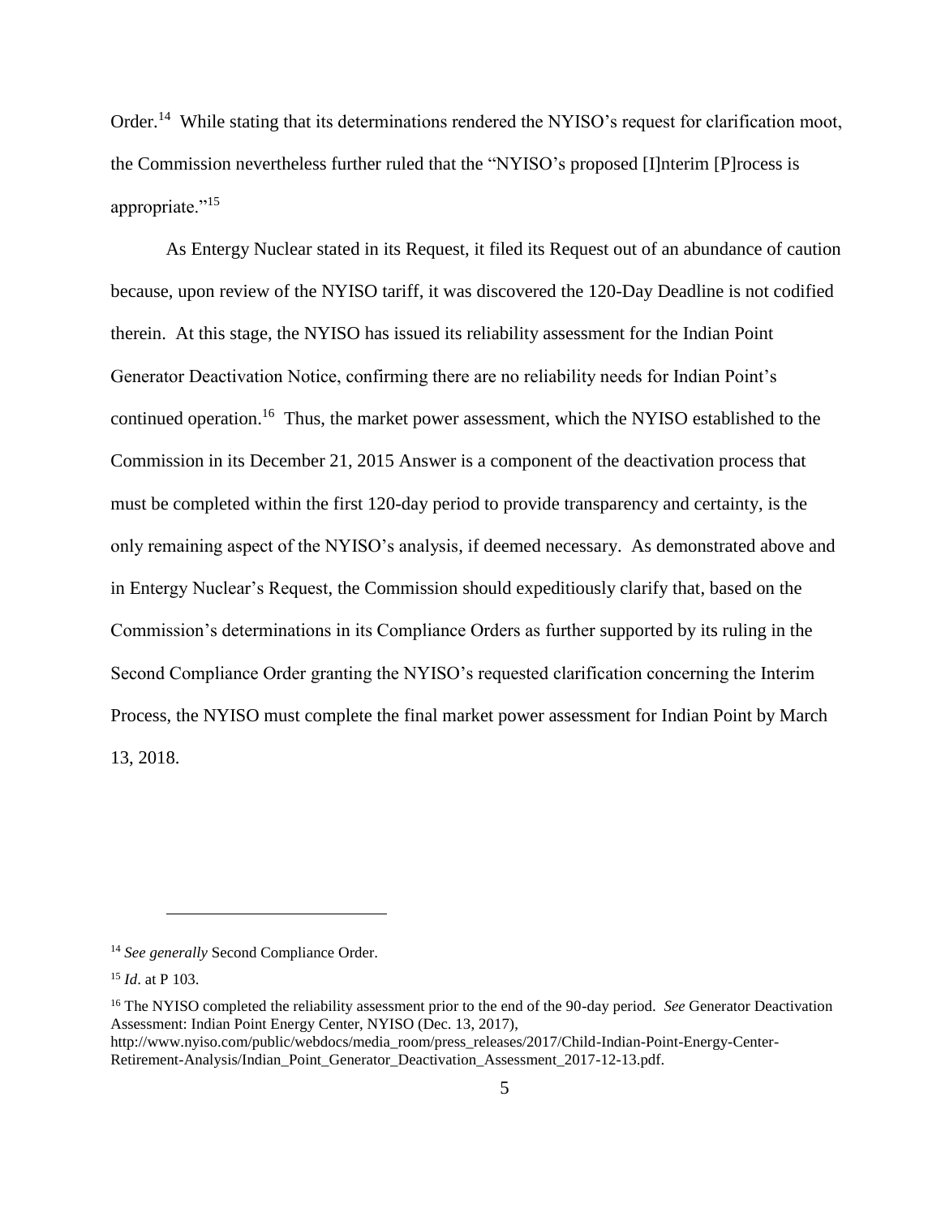Order.[14] While stating that its determinations rendered the NYISO's request for clarification moot, the Commission nevertheless further ruled that the "NYISO's proposed [I]nterim [P]rocess is appropriate."[15]

As Entergy Nuclear stated in its Request, it filed its Request out of an abundance of caution because, upon review of the NYISO tariff, it was discovered the 120-Day Deadline is not codified therein. At this stage, the NYISO has issued its reliability assessment for the Indian Point Generator Deactivation Notice, confirming there are no reliability needs for Indian Point's continued operation.[16] Thus, the market power assessment, which the NYISO established to the Commission in its December 21, 2015 Answer is a component of the deactivation process that must be completed within the first 120-day period to provide transparency and certainty, is the only remaining aspect of the NYISO's analysis, if deemed necessary. As demonstrated above and in Entergy Nuclear's Request, the Commission should expeditiously clarify that, based on the Commission's determinations in its Compliance Orders as further supported by its ruling in the Second Compliance Order granting the NYISO's requested clarification concerning the Interim Process, the NYISO must complete the final market power assessment for Indian Point by March 13, 2018.

---

[14] *See generally* Second Compliance Order.

[15] *Id*. at P 103.

[16] The NYISO completed the reliability assessment prior to the end of the 90-day period. *See* Generator Deactivation Assessment: Indian Point Energy Center, NYISO (Dec. 13, 2017), http://www.nyiso.com/public/webdocs/media_room/press_releases/2017/Child-Indian-Point-Energy-Center-Retirement-Analysis/Indian_Point_Generator_Deactivation_Assessment_2017-12-13.pdf.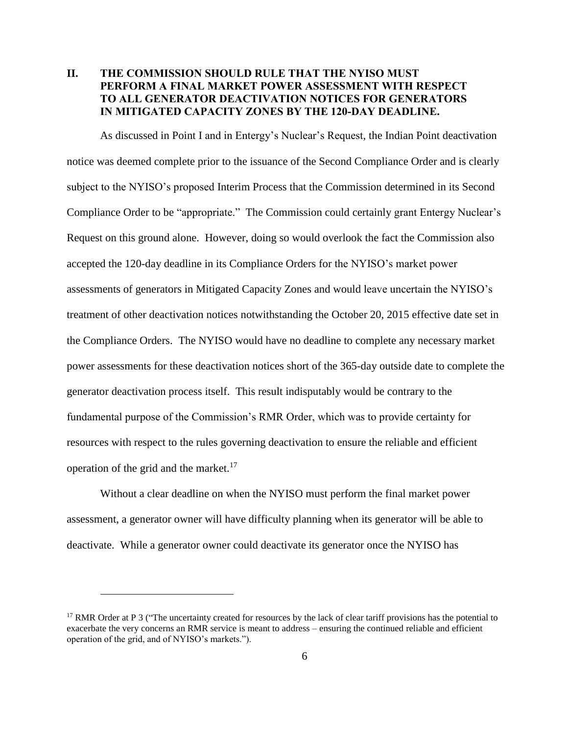## II. THE COMMISSION SHOULD RULE THAT THE NYISO MUST PERFORM A FINAL MARKET POWER ASSESSMENT WITH RESPECT TO ALL GENERATOR DEACTIVATION NOTICES FOR GENERATORS IN MITIGATED CAPACITY ZONES BY THE 120-DAY DEADLINE.

As discussed in Point I and in Entergy's Nuclear's Request, the Indian Point deactivation notice was deemed complete prior to the issuance of the Second Compliance Order and is clearly subject to the NYISO's proposed Interim Process that the Commission determined in its Second Compliance Order to be "appropriate." The Commission could certainly grant Entergy Nuclear's Request on this ground alone. However, doing so would overlook the fact the Commission also accepted the 120-day deadline in its Compliance Orders for the NYISO's market power assessments of generators in Mitigated Capacity Zones and would leave uncertain the NYISO's treatment of other deactivation notices notwithstanding the October 20, 2015 effective date set in the Compliance Orders. The NYISO would have no deadline to complete any necessary market power assessments for these deactivation notices short of the 365-day outside date to complete the generator deactivation process itself. This result indisputably would be contrary to the fundamental purpose of the Commission's RMR Order, which was to provide certainty for resources with respect to the rules governing deactivation to ensure the reliable and efficient operation of the grid and the market.[17]

Without a clear deadline on when the NYISO must perform the final market power assessment, a generator owner will have difficulty planning when its generator will be able to deactivate. While a generator owner could deactivate its generator once the NYISO has

---

[17] RMR Order at P 3 ("The uncertainty created for resources by the lack of clear tariff provisions has the potential to exacerbate the very concerns an RMR service is meant to address – ensuring the continued reliable and efficient operation of the grid, and of NYISO's markets.").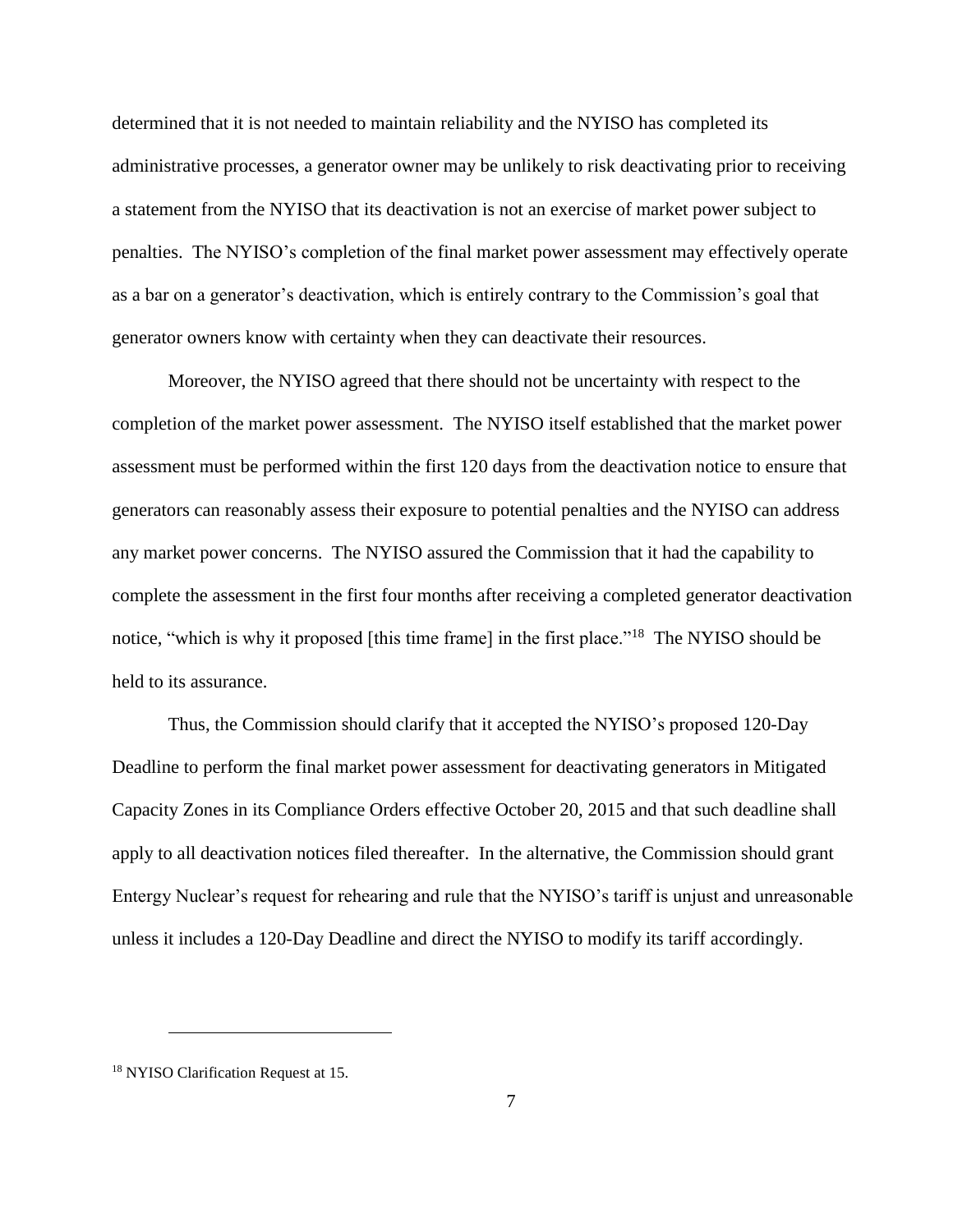determined that it is not needed to maintain reliability and the NYISO has completed its administrative processes, a generator owner may be unlikely to risk deactivating prior to receiving a statement from the NYISO that its deactivation is not an exercise of market power subject to penalties. The NYISO's completion of the final market power assessment may effectively operate as a bar on a generator's deactivation, which is entirely contrary to the Commission's goal that generator owners know with certainty when they can deactivate their resources.

Moreover, the NYISO agreed that there should not be uncertainty with respect to the completion of the market power assessment. The NYISO itself established that the market power assessment must be performed within the first 120 days from the deactivation notice to ensure that generators can reasonably assess their exposure to potential penalties and the NYISO can address any market power concerns. The NYISO assured the Commission that it had the capability to complete the assessment in the first four months after receiving a completed generator deactivation notice, "which is why it proposed [this time frame] in the first place."[18] The NYISO should be held to its assurance.

Thus, the Commission should clarify that it accepted the NYISO's proposed 120-Day Deadline to perform the final market power assessment for deactivating generators in Mitigated Capacity Zones in its Compliance Orders effective October 20, 2015 and that such deadline shall apply to all deactivation notices filed thereafter. In the alternative, the Commission should grant Entergy Nuclear's request for rehearing and rule that the NYISO's tariff is unjust and unreasonable unless it includes a 120-Day Deadline and direct the NYISO to modify its tariff accordingly.

---

[18] NYISO Clarification Request at 15.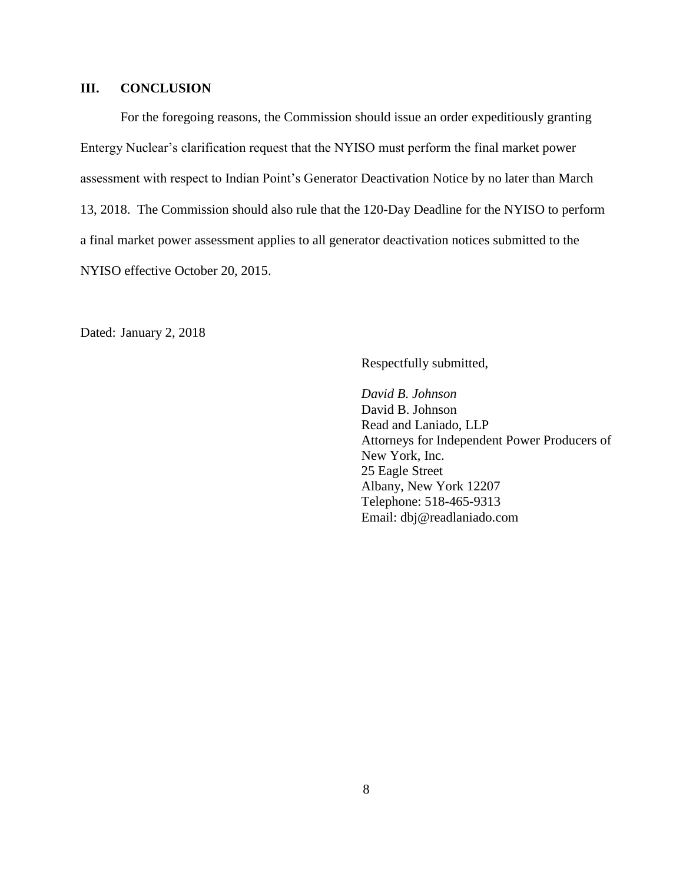## III. CONCLUSION

For the foregoing reasons, the Commission should issue an order expeditiously granting Entergy Nuclear's clarification request that the NYISO must perform the final market power assessment with respect to Indian Point's Generator Deactivation Notice by no later than March 13, 2018. The Commission should also rule that the 120-Day Deadline for the NYISO to perform a final market power assessment applies to all generator deactivation notices submitted to the NYISO effective October 20, 2015.

Dated: January 2, 2018

Respectfully submitted,

*David B. Johnson*
David B. Johnson
Read and Laniado, LLP
Attorneys for Independent Power Producers of New York, Inc.
25 Eagle Street
Albany, New York 12207
Telephone: 518-465-9313
Email: dbj@readlaniado.com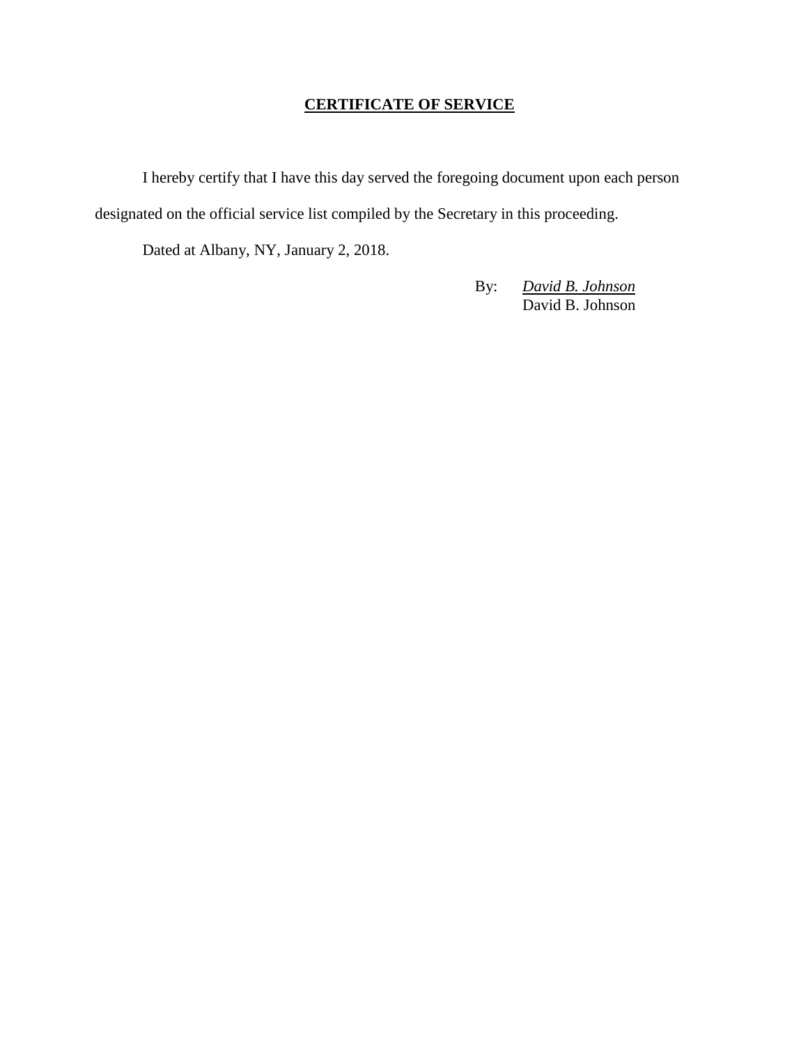**CERTIFICATE OF SERVICE**

I hereby certify that I have this day served the foregoing document upon each person designated on the official service list compiled by the Secretary in this proceeding.

Dated at Albany, NY, January 2, 2018.

By: *David B. Johnson*
David B. Johnson